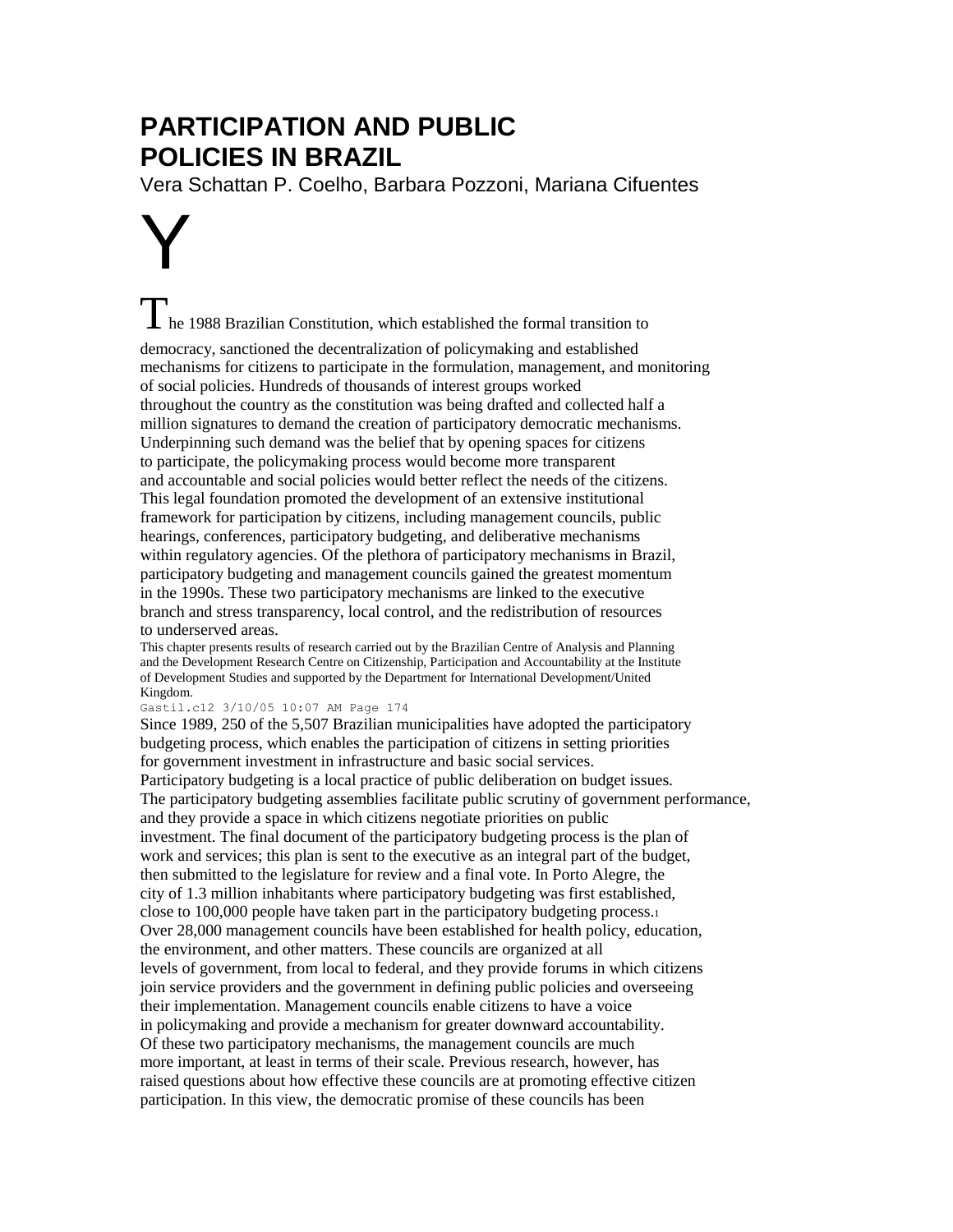# PARTICIPATION AND PUBLIC POLICIES IN BRAZIL

Vera Schattan P. Coelho, Barbara Pozzoni, Mariana Cifuentes

Y

The 1988 Brazilian Constitution, which established the formal transition to democracy, sanctioned the decentralization of policymaking and established mechanisms for citizens to participate in the formulation, management, and monitoring of social policies. Hundreds of thousands of interest groups worked throughout the country as the constitution was being drafted and collected half a million signatures to demand the creation of participatory democratic mechanisms. Underpinning such demand was the belief that by opening spaces for citizens to participate, the policymaking process would become more transparent and accountable and social policies would better reflect the needs of the citizens. This legal foundation promoted the development of an extensive institutional framework for participation by citizens, including management councils, public hearings, conferences, participatory budgeting, and deliberative mechanisms within regulatory agencies. Of the plethora of participatory mechanisms in Brazil, participatory budgeting and management councils gained the greatest momentum in the 1990s. These two participatory mechanisms are linked to the executive branch and stress transparency, local control, and the redistribution of resources to underserved areas.

This chapter presents results of research carried out by the Brazilian Centre of Analysis and Planning and the Development Research Centre on Citizenship, Participation and Accountability at the Institute of Development Studies and supported by the Department for International Development/United Kingdom.

Since 1989, 250 of the 5,507 Brazilian municipalities have adopted the participatory budgeting process, which enables the participation of citizens in setting priorities for government investment in infrastructure and basic social services.

Participatory budgeting is a local practice of public deliberation on budget issues. The participatory budgeting assemblies facilitate public scrutiny of government performance, and they provide a space in which citizens negotiate priorities on public investment. The final document of the participatory budgeting process is the plan of work and services; this plan is sent to the executive as an integral part of the budget, then submitted to the legislature for review and a final vote. In Porto Alegre, the city of 1.3 million inhabitants where participatory budgeting was first established, close to 100,000 people have taken part in the participatory budgeting process.[1]

Over 28,000 management councils have been established for health policy, education, the environment, and other matters. These councils are organized at all levels of government, from local to federal, and they provide forums in which citizens join service providers and the government in defining public policies and overseeing their implementation. Management councils enable citizens to have a voice in policymaking and provide a mechanism for greater downward accountability.

Of these two participatory mechanisms, the management councils are much more important, at least in terms of their scale. Previous research, however, has raised questions about how effective these councils are at promoting effective citizen participation. In this view, the democratic promise of these councils has been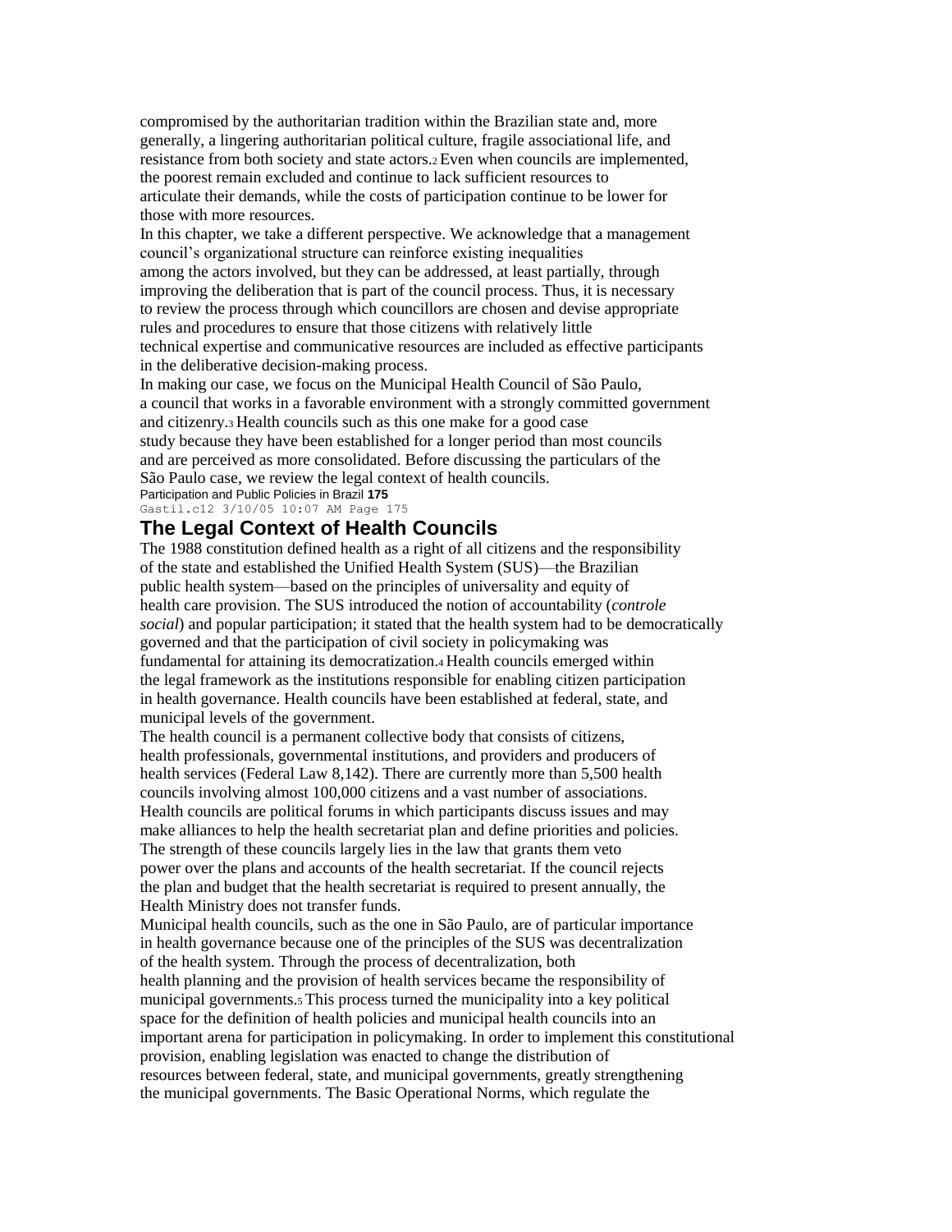compromised by the authoritarian tradition within the Brazilian state and, more generally, a lingering authoritarian political culture, fragile associational life, and resistance from both society and state actors.[2] Even when councils are implemented, the poorest remain excluded and continue to lack sufficient resources to articulate their demands, while the costs of participation continue to be lower for those with more resources.

In this chapter, we take a different perspective. We acknowledge that a management council's organizational structure can reinforce existing inequalities among the actors involved, but they can be addressed, at least partially, through improving the deliberation that is part of the council process. Thus, it is necessary to review the process through which councillors are chosen and devise appropriate rules and procedures to ensure that those citizens with relatively little technical expertise and communicative resources are included as effective participants in the deliberative decision-making process.

In making our case, we focus on the Municipal Health Council of São Paulo, a council that works in a favorable environment with a strongly committed government and citizenry.[3] Health councils such as this one make for a good case study because they have been established for a longer period than most councils and are perceived as more consolidated. Before discussing the particulars of the São Paulo case, we review the legal context of health councils.

## The Legal Context of Health Councils

The 1988 constitution defined health as a right of all citizens and the responsibility of the state and established the Unified Health System (SUS)—the Brazilian public health system—based on the principles of universality and equity of health care provision. The SUS introduced the notion of accountability (*controle social*) and popular participation; it stated that the health system had to be democratically governed and that the participation of civil society in policymaking was fundamental for attaining its democratization.[4] Health councils emerged within the legal framework as the institutions responsible for enabling citizen participation in health governance. Health councils have been established at federal, state, and municipal levels of the government.

The health council is a permanent collective body that consists of citizens, health professionals, governmental institutions, and providers and producers of health services (Federal Law 8,142). There are currently more than 5,500 health councils involving almost 100,000 citizens and a vast number of associations. Health councils are political forums in which participants discuss issues and may make alliances to help the health secretariat plan and define priorities and policies. The strength of these councils largely lies in the law that grants them veto power over the plans and accounts of the health secretariat. If the council rejects the plan and budget that the health secretariat is required to present annually, the Health Ministry does not transfer funds.

Municipal health councils, such as the one in São Paulo, are of particular importance in health governance because one of the principles of the SUS was decentralization of the health system. Through the process of decentralization, both health planning and the provision of health services became the responsibility of municipal governments.[5] This process turned the municipality into a key political space for the definition of health policies and municipal health councils into an important arena for participation in policymaking. In order to implement this constitutional provision, enabling legislation was enacted to change the distribution of resources between federal, state, and municipal governments, greatly strengthening the municipal governments. The Basic Operational Norms, which regulate the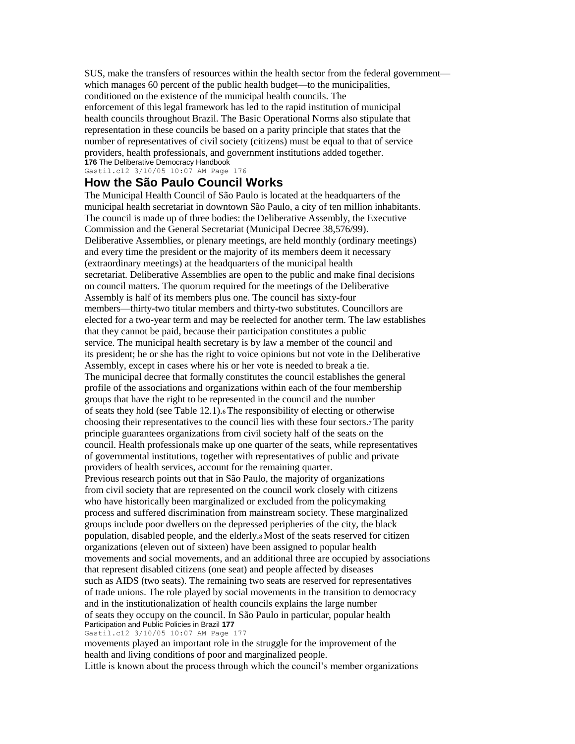SUS, make the transfers of resources within the health sector from the federal government—which manages 60 percent of the public health budget—to the municipalities, conditioned on the existence of the municipal health councils. The enforcement of this legal framework has led to the rapid institution of municipal health councils throughout Brazil. The Basic Operational Norms also stipulate that representation in these councils be based on a parity principle that states that the number of representatives of civil society (citizens) must be equal to that of service providers, health professionals, and government institutions added together.

## How the São Paulo Council Works

The Municipal Health Council of São Paulo is located at the headquarters of the municipal health secretariat in downtown São Paulo, a city of ten million inhabitants. The council is made up of three bodies: the Deliberative Assembly, the Executive Commission and the General Secretariat (Municipal Decree 38,576/99).

Deliberative Assemblies, or plenary meetings, are held monthly (ordinary meetings) and every time the president or the majority of its members deem it necessary (extraordinary meetings) at the headquarters of the municipal health secretariat. Deliberative Assemblies are open to the public and make final decisions on council matters. The quorum required for the meetings of the Deliberative Assembly is half of its members plus one. The council has sixty-four members—thirty-two titular members and thirty-two substitutes. Councillors are elected for a two-year term and may be reelected for another term. The law establishes that they cannot be paid, because their participation constitutes a public service. The municipal health secretary is by law a member of the council and its president; he or she has the right to voice opinions but not vote in the Deliberative Assembly, except in cases where his or her vote is needed to break a tie.

The municipal decree that formally constitutes the council establishes the general profile of the associations and organizations within each of the four membership groups that have the right to be represented in the council and the number of seats they hold (see Table 12.1).[6] The responsibility of electing or otherwise choosing their representatives to the council lies with these four sectors.[7] The parity principle guarantees organizations from civil society half of the seats on the council. Health professionals make up one quarter of the seats, while representatives of governmental institutions, together with representatives of public and private providers of health services, account for the remaining quarter.

Previous research points out that in São Paulo, the majority of organizations from civil society that are represented on the council work closely with citizens who have historically been marginalized or excluded from the policymaking process and suffered discrimination from mainstream society. These marginalized groups include poor dwellers on the depressed peripheries of the city, the black population, disabled people, and the elderly.[8] Most of the seats reserved for citizen organizations (eleven out of sixteen) have been assigned to popular health movements and social movements, and an additional three are occupied by associations that represent disabled citizens (one seat) and people affected by diseases such as AIDS (two seats). The remaining two seats are reserved for representatives of trade unions. The role played by social movements in the transition to democracy and in the institutionalization of health councils explains the large number of seats they occupy on the council. In São Paulo in particular, popular health movements played an important role in the struggle for the improvement of the health and living conditions of poor and marginalized people.

Little is known about the process through which the council's member organizations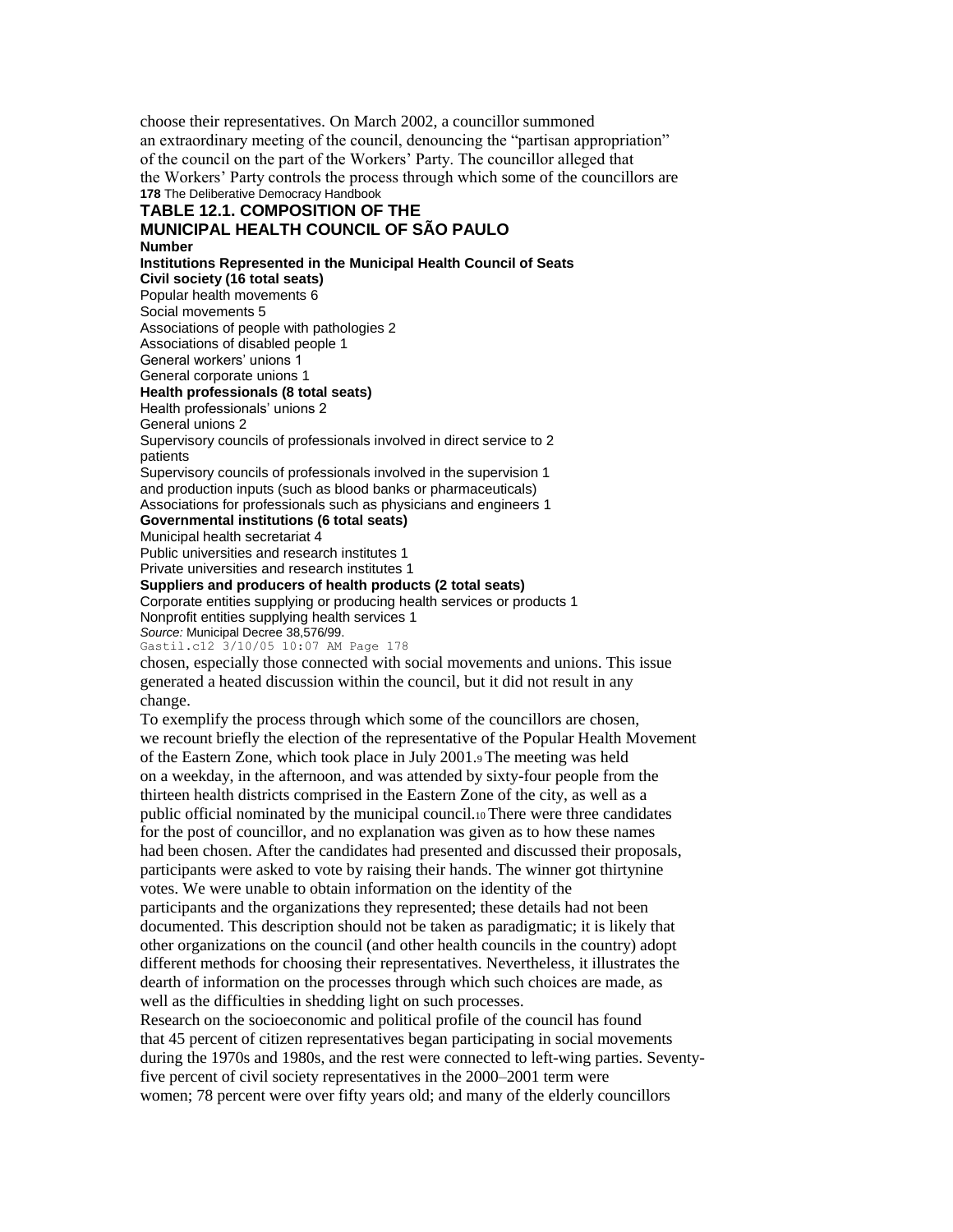choose their representatives. On March 2002, a councillor summoned an extraordinary meeting of the council, denouncing the "partisan appropriation" of the council on the part of the Workers' Party. The councillor alleged that the Workers' Party controls the process through which some of the councillors are

**TABLE 12.1. COMPOSITION OF THE MUNICIPAL HEALTH COUNCIL OF SÃO PAULO**

| Institutions Represented in the Municipal Health Council | Number of Seats |
|---|---|
| **Civil society (16 total seats)** | |
| Popular health movements | 6 |
| Social movements | 5 |
| Associations of people with pathologies | 2 |
| Associations of disabled people | 1 |
| General workers' unions | 1 |
| General corporate unions | 1 |
| **Health professionals (8 total seats)** | |
| Health professionals' unions | 2 |
| General unions | 2 |
| Supervisory councils of professionals involved in direct service to patients | 2 |
| Supervisory councils of professionals involved in the supervision and production inputs (such as blood banks or pharmaceuticals) | 1 |
| Associations for professionals such as physicians and engineers | 1 |
| **Governmental institutions (6 total seats)** | |
| Municipal health secretariat | 4 |
| Public universities and research institutes | 1 |
| Private universities and research institutes | 1 |
| **Suppliers and producers of health products (2 total seats)** | |
| Corporate entities supplying or producing health services or products | 1 |
| Nonprofit entities supplying health services | 1 |

*Source:* Municipal Decree 38,576/99.

chosen, especially those connected with social movements and unions. This issue generated a heated discussion within the council, but it did not result in any change.

To exemplify the process through which some of the councillors are chosen, we recount briefly the election of the representative of the Popular Health Movement of the Eastern Zone, which took place in July 2001.[9] The meeting was held on a weekday, in the afternoon, and was attended by sixty-four people from the thirteen health districts comprised in the Eastern Zone of the city, as well as a public official nominated by the municipal council.[10] There were three candidates for the post of councillor, and no explanation was given as to how these names had been chosen. After the candidates had presented and discussed their proposals, participants were asked to vote by raising their hands. The winner got thirtynine votes. We were unable to obtain information on the identity of the participants and the organizations they represented; these details had not been documented. This description should not be taken as paradigmatic; it is likely that other organizations on the council (and other health councils in the country) adopt different methods for choosing their representatives. Nevertheless, it illustrates the dearth of information on the processes through which such choices are made, as well as the difficulties in shedding light on such processes.

Research on the socioeconomic and political profile of the council has found that 45 percent of citizen representatives began participating in social movements during the 1970s and 1980s, and the rest were connected to left-wing parties. Seventy-five percent of civil society representatives in the 2000–2001 term were women; 78 percent were over fifty years old; and many of the elderly councillors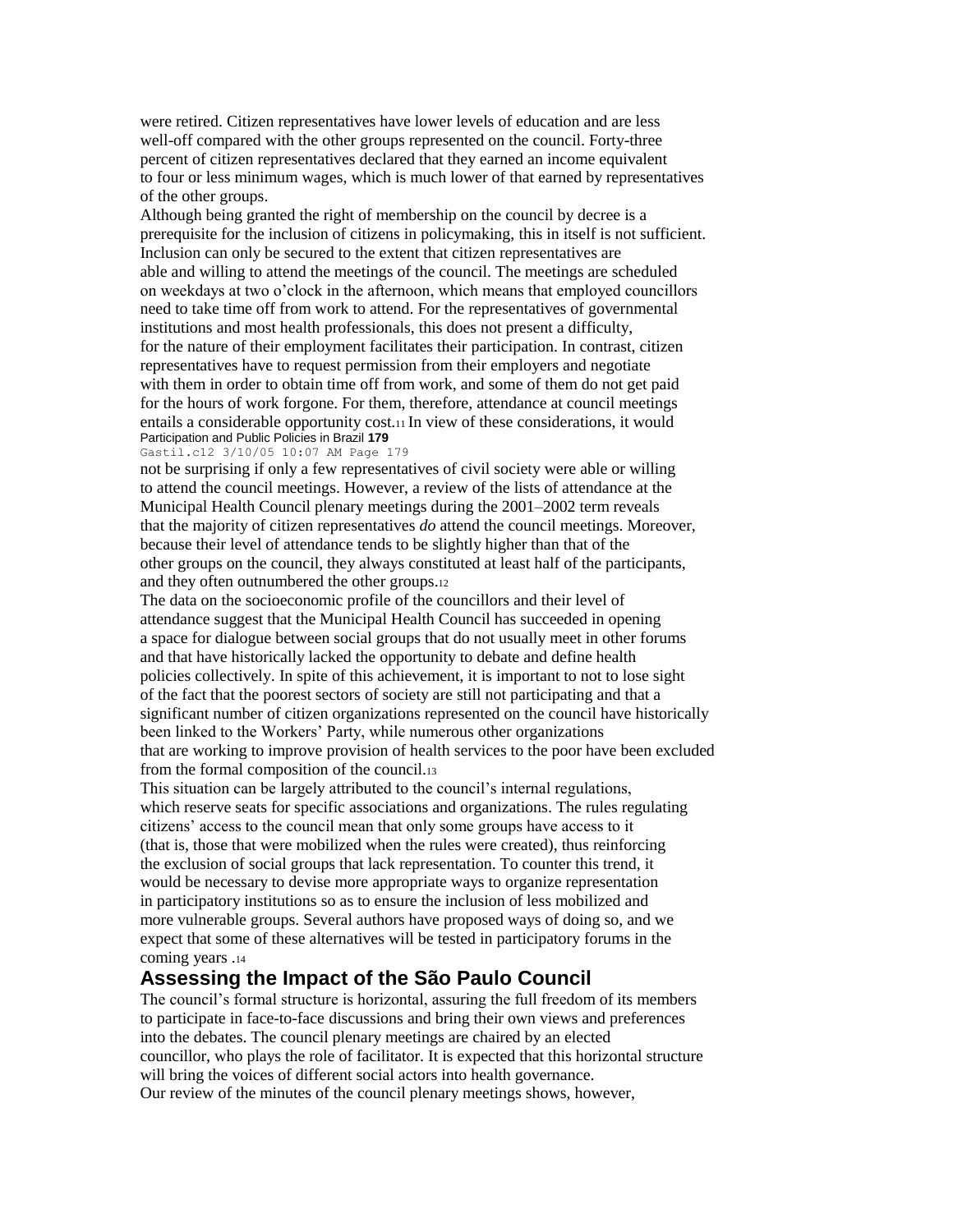were retired. Citizen representatives have lower levels of education and are less well-off compared with the other groups represented on the council. Forty-three percent of citizen representatives declared that they earned an income equivalent to four or less minimum wages, which is much lower of that earned by representatives of the other groups.

Although being granted the right of membership on the council by decree is a prerequisite for the inclusion of citizens in policymaking, this in itself is not sufficient. Inclusion can only be secured to the extent that citizen representatives are able and willing to attend the meetings of the council. The meetings are scheduled on weekdays at two o'clock in the afternoon, which means that employed councillors need to take time off from work to attend. For the representatives of governmental institutions and most health professionals, this does not present a difficulty, for the nature of their employment facilitates their participation. In contrast, citizen representatives have to request permission from their employers and negotiate with them in order to obtain time off from work, and some of them do not get paid for the hours of work forgone. For them, therefore, attendance at council meetings entails a considerable opportunity cost.[11] In view of these considerations, it would not be surprising if only a few representatives of civil society were able or willing to attend the council meetings. However, a review of the lists of attendance at the Municipal Health Council plenary meetings during the 2001–2002 term reveals that the majority of citizen representatives *do* attend the council meetings. Moreover, because their level of attendance tends to be slightly higher than that of the other groups on the council, they always constituted at least half of the participants, and they often outnumbered the other groups.[12]

The data on the socioeconomic profile of the councillors and their level of attendance suggest that the Municipal Health Council has succeeded in opening a space for dialogue between social groups that do not usually meet in other forums and that have historically lacked the opportunity to debate and define health policies collectively. In spite of this achievement, it is important to not to lose sight of the fact that the poorest sectors of society are still not participating and that a significant number of citizen organizations represented on the council have historically been linked to the Workers' Party, while numerous other organizations that are working to improve provision of health services to the poor have been excluded from the formal composition of the council.[13]

This situation can be largely attributed to the council's internal regulations, which reserve seats for specific associations and organizations. The rules regulating citizens' access to the council mean that only some groups have access to it (that is, those that were mobilized when the rules were created), thus reinforcing the exclusion of social groups that lack representation. To counter this trend, it would be necessary to devise more appropriate ways to organize representation in participatory institutions so as to ensure the inclusion of less mobilized and more vulnerable groups. Several authors have proposed ways of doing so, and we expect that some of these alternatives will be tested in participatory forums in the coming years .[14]

## Assessing the Impact of the São Paulo Council

The council's formal structure is horizontal, assuring the full freedom of its members to participate in face-to-face discussions and bring their own views and preferences into the debates. The council plenary meetings are chaired by an elected councillor, who plays the role of facilitator. It is expected that this horizontal structure will bring the voices of different social actors into health governance.

Our review of the minutes of the council plenary meetings shows, however,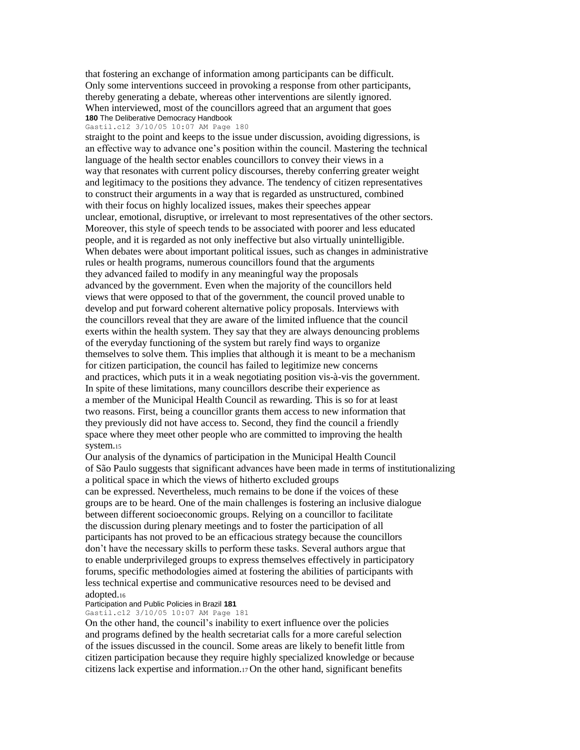that fostering an exchange of information among participants can be difficult. Only some interventions succeed in provoking a response from other participants, thereby generating a debate, whereas other interventions are silently ignored. When interviewed, most of the councillors agreed that an argument that goes straight to the point and keeps to the issue under discussion, avoiding digressions, is an effective way to advance one's position within the council. Mastering the technical language of the health sector enables councillors to convey their views in a way that resonates with current policy discourses, thereby conferring greater weight and legitimacy to the positions they advance. The tendency of citizen representatives to construct their arguments in a way that is regarded as unstructured, combined with their focus on highly localized issues, makes their speeches appear unclear, emotional, disruptive, or irrelevant to most representatives of the other sectors. Moreover, this style of speech tends to be associated with poorer and less educated people, and it is regarded as not only ineffective but also virtually unintelligible.

When debates were about important political issues, such as changes in administrative rules or health programs, numerous councillors found that the arguments they advanced failed to modify in any meaningful way the proposals advanced by the government. Even when the majority of the councillors held views that were opposed to that of the government, the council proved unable to develop and put forward coherent alternative policy proposals. Interviews with the councillors reveal that they are aware of the limited influence that the council exerts within the health system. They say that they are always denouncing problems of the everyday functioning of the system but rarely find ways to organize themselves to solve them. This implies that although it is meant to be a mechanism for citizen participation, the council has failed to legitimize new concerns and practices, which puts it in a weak negotiating position vis-à-vis the government.

In spite of these limitations, many councillors describe their experience as a member of the Municipal Health Council as rewarding. This is so for at least two reasons. First, being a councillor grants them access to new information that they previously did not have access to. Second, they find the council a friendly space where they meet other people who are committed to improving the health system.[15]

Our analysis of the dynamics of participation in the Municipal Health Council of São Paulo suggests that significant advances have been made in terms of institutionalizing a political space in which the views of hitherto excluded groups can be expressed. Nevertheless, much remains to be done if the voices of these groups are to be heard. One of the main challenges is fostering an inclusive dialogue between different socioeconomic groups. Relying on a councillor to facilitate the discussion during plenary meetings and to foster the participation of all participants has not proved to be an efficacious strategy because the councillors don't have the necessary skills to perform these tasks. Several authors argue that to enable underprivileged groups to express themselves effectively in participatory forums, specific methodologies aimed at fostering the abilities of participants with less technical expertise and communicative resources need to be devised and adopted.[16]

On the other hand, the council's inability to exert influence over the policies and programs defined by the health secretariat calls for a more careful selection of the issues discussed in the council. Some areas are likely to benefit little from citizen participation because they require highly specialized knowledge or because citizens lack expertise and information.[17] On the other hand, significant benefits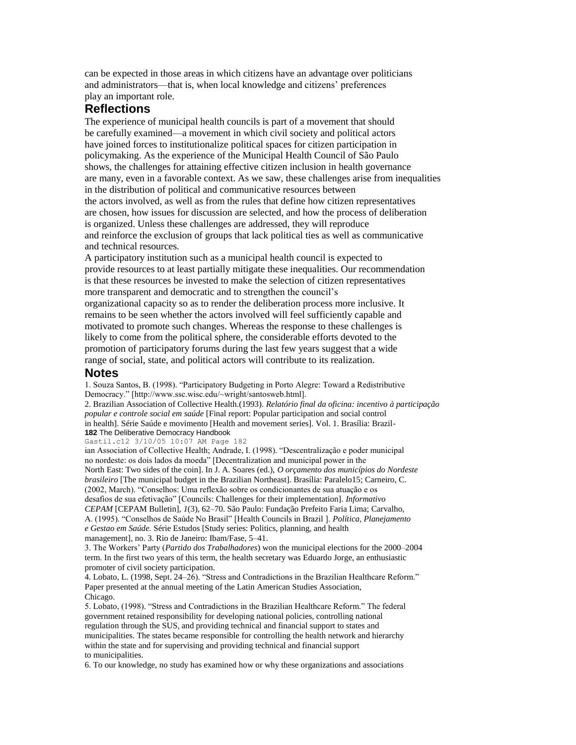can be expected in those areas in which citizens have an advantage over politicians and administrators—that is, when local knowledge and citizens' preferences play an important role.

## Reflections

The experience of municipal health councils is part of a movement that should be carefully examined—a movement in which civil society and political actors have joined forces to institutionalize political spaces for citizen participation in policymaking. As the experience of the Municipal Health Council of São Paulo shows, the challenges for attaining effective citizen inclusion in health governance are many, even in a favorable context. As we saw, these challenges arise from inequalities in the distribution of political and communicative resources between the actors involved, as well as from the rules that define how citizen representatives are chosen, how issues for discussion are selected, and how the process of deliberation is organized. Unless these challenges are addressed, they will reproduce and reinforce the exclusion of groups that lack political ties as well as communicative and technical resources.

A participatory institution such as a municipal health council is expected to provide resources to at least partially mitigate these inequalities. Our recommendation is that these resources be invested to make the selection of citizen representatives more transparent and democratic and to strengthen the council's organizational capacity so as to render the deliberation process more inclusive. It remains to be seen whether the actors involved will feel sufficiently capable and motivated to promote such changes. Whereas the response to these challenges is likely to come from the political sphere, the considerable efforts devoted to the promotion of participatory forums during the last few years suggest that a wide range of social, state, and political actors will contribute to its realization.

## Notes

1. Souza Santos, B. (1998). "Participatory Budgeting in Porto Alegre: Toward a Redistributive Democracy." [http://www.ssc.wisc.edu/~wright/santosweb.html].
2. Brazilian Association of Collective Health.(1993). *Relatório final da oficina: incentivo à participação popular e controle social em saúde* [Final report: Popular participation and social control in health]. Série Saúde e movimento [Health and movement series]. Vol. 1. Brasília: Brazilian Association of Collective Health; Andrade, I. (1998). "Descentralização e poder municipal no nordeste: os dois lados da moeda" [Decentralization and municipal power in the North East: Two sides of the coin]. In J. A. Soares (ed.), *O orçamento dos municípios do Nordeste brasileiro* [The municipal budget in the Brazilian Northeast]. Brasília: Paralelo15; Carneiro, C. (2002, March). "Conselhos: Uma reflexão sobre os condicionantes de sua atuação e os desafios de sua efetivação" [Councils: Challenges for their implementation]. *Informativo CEPAM* [CEPAM Bulletin], *1*(3), 62–70. São Paulo: Fundação Prefeito Faria Lima; Carvalho, A. (1995). "Conselhos de Saúde No Brasil" [Health Councils in Brazil ]. *Política, Planejamento e Gestao em Saúde.* Série Estudos [Study series: Politics, planning, and health management], no. 3. Rio de Janeiro: Ibam/Fase, 5–41.
3. The Workers' Party (*Partido dos Trabalhadores*) won the municipal elections for the 2000–2004 term. In the first two years of this term, the health secretary was Eduardo Jorge, an enthusiastic promoter of civil society participation.
4. Lobato, L. (1998, Sept. 24–26). "Stress and Contradictions in the Brazilian Healthcare Reform." Paper presented at the annual meeting of the Latin American Studies Association, Chicago.
5. Lobato, (1998). "Stress and Contradictions in the Brazilian Healthcare Reform." The federal government retained responsibility for developing national policies, controlling national regulation through the SUS, and providing technical and financial support to states and municipalities. The states became responsible for controlling the health network and hierarchy within the state and for supervising and providing technical and financial support to municipalities.
6. To our knowledge, no study has examined how or why these organizations and associations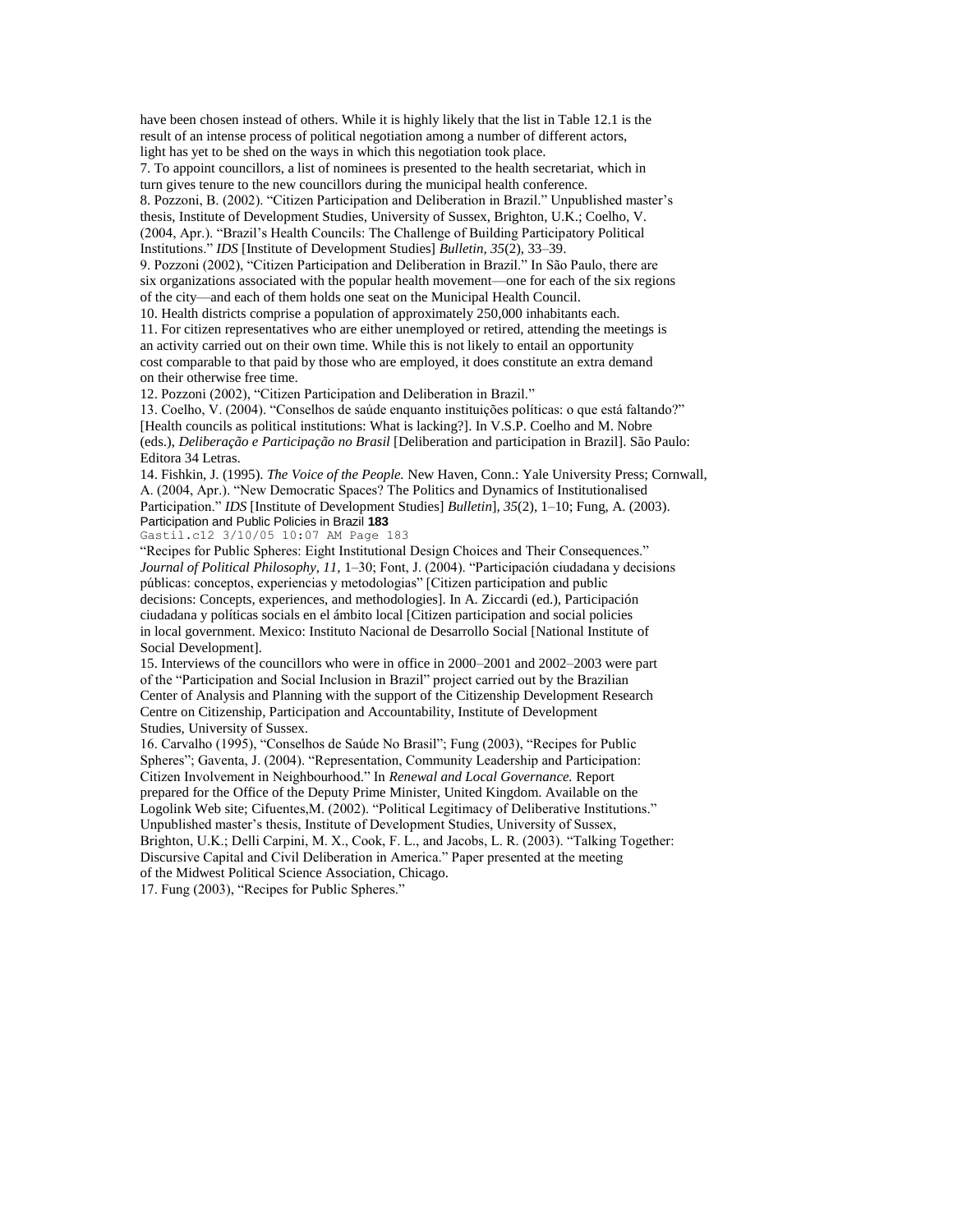have been chosen instead of others. While it is highly likely that the list in Table 12.1 is the result of an intense process of political negotiation among a number of different actors, light has yet to be shed on the ways in which this negotiation took place.

7. To appoint councillors, a list of nominees is presented to the health secretariat, which in turn gives tenure to the new councillors during the municipal health conference.

8. Pozzoni, B. (2002). "Citizen Participation and Deliberation in Brazil." Unpublished master's thesis, Institute of Development Studies, University of Sussex, Brighton, U.K.; Coelho, V. (2004, Apr.). "Brazil's Health Councils: The Challenge of Building Participatory Political Institutions." *IDS* [Institute of Development Studies] *Bulletin, 35*(2), 33–39.

9. Pozzoni (2002), "Citizen Participation and Deliberation in Brazil." In São Paulo, there are six organizations associated with the popular health movement—one for each of the six regions of the city—and each of them holds one seat on the Municipal Health Council.

10. Health districts comprise a population of approximately 250,000 inhabitants each.

11. For citizen representatives who are either unemployed or retired, attending the meetings is an activity carried out on their own time. While this is not likely to entail an opportunity cost comparable to that paid by those who are employed, it does constitute an extra demand on their otherwise free time.

12. Pozzoni (2002), "Citizen Participation and Deliberation in Brazil."

13. Coelho, V. (2004). "Conselhos de saúde enquanto instituições políticas: o que está faltando?" [Health councils as political institutions: What is lacking?]. In V.S.P. Coelho and M. Nobre (eds.), *Deliberação e Participação no Brasil* [Deliberation and participation in Brazil]. São Paulo: Editora 34 Letras.

14. Fishkin, J. (1995). *The Voice of the People.* New Haven, Conn.: Yale University Press; Cornwall, A. (2004, Apr.). "New Democratic Spaces? The Politics and Dynamics of Institutionalised Participation." *IDS* [Institute of Development Studies] *Bulletin*], *35*(2), 1–10; Fung, A. (2003). "Recipes for Public Spheres: Eight Institutional Design Choices and Their Consequences." *Journal of Political Philosophy, 11,* 1–30; Font, J. (2004). "Participación ciudadana y decisions públicas: conceptos, experiencias y metodologias" [Citizen participation and public decisions: Concepts, experiences, and methodologies]. In A. Ziccardi (ed.), Participación ciudadana y políticas socials en el ámbito local [Citizen participation and social policies in local government. Mexico: Instituto Nacional de Desarrollo Social [National Institute of Social Development].

15. Interviews of the councillors who were in office in 2000–2001 and 2002–2003 were part of the "Participation and Social Inclusion in Brazil" project carried out by the Brazilian Center of Analysis and Planning with the support of the Citizenship Development Research Centre on Citizenship, Participation and Accountability, Institute of Development Studies, University of Sussex.

16. Carvalho (1995), "Conselhos de Saúde No Brasil"; Fung (2003), "Recipes for Public Spheres"; Gaventa, J. (2004). "Representation, Community Leadership and Participation: Citizen Involvement in Neighbourhood." In *Renewal and Local Governance.* Report prepared for the Office of the Deputy Prime Minister, United Kingdom. Available on the Logolink Web site; Cifuentes,M. (2002). "Political Legitimacy of Deliberative Institutions." Unpublished master's thesis, Institute of Development Studies, University of Sussex, Brighton, U.K.; Delli Carpini, M. X., Cook, F. L., and Jacobs, L. R. (2003). "Talking Together: Discursive Capital and Civil Deliberation in America." Paper presented at the meeting of the Midwest Political Science Association, Chicago.

17. Fung (2003), "Recipes for Public Spheres."